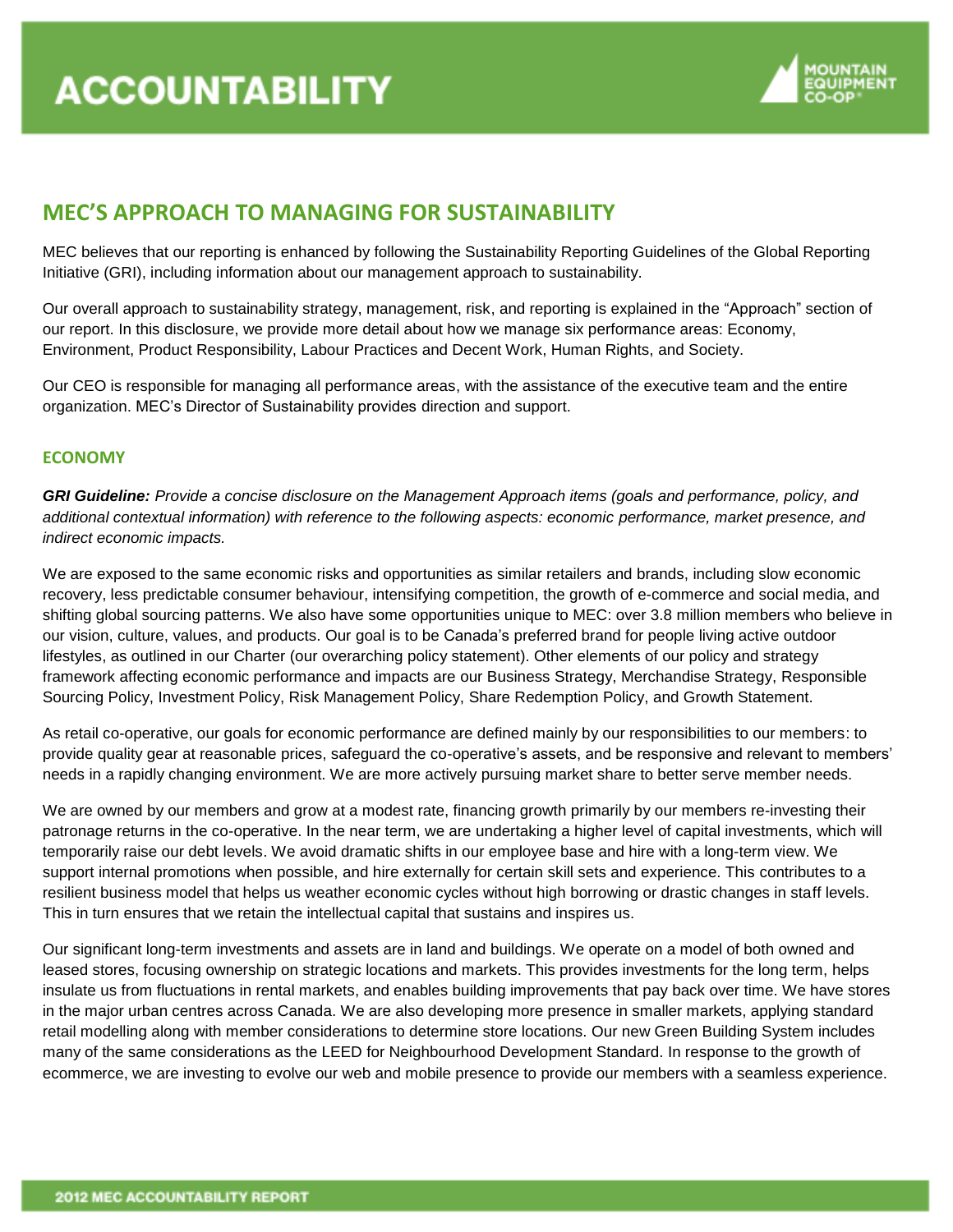# ACCOUNTABILITY

## MEC'S APPROACH TO MANAGING FOR SUSTAINABILITY

MEC believes that our reporting is enhanced by following the Sustainability Reporting Guidelines of the Global Reporting Initiative (GRI), including information about our management approach to sustainability.

Our overall approach to sustainability strategy, management, risk, and reporting is explained in the "Approach" section of our report. In this disclosure, we provide more detail about how we manage six performance areas: Economy, Environment, Product Responsibility, Labour Practices and Decent Work, Human Rights, and Society.

Our CEO is responsible for managing all performance areas, with the assistance of the executive team and the entire organization. MEC's Director of Sustainability provides direction and support.

### ECONOMY

***GRI Guideline:*** *Provide a concise disclosure on the Management Approach items (goals and performance, policy, and additional contextual information) with reference to the following aspects: economic performance, market presence, and indirect economic impacts.*

We are exposed to the same economic risks and opportunities as similar retailers and brands, including slow economic recovery, less predictable consumer behaviour, intensifying competition, the growth of e-commerce and social media, and shifting global sourcing patterns. We also have some opportunities unique to MEC: over 3.8 million members who believe in our vision, culture, values, and products. Our goal is to be Canada's preferred brand for people living active outdoor lifestyles, as outlined in our Charter (our overarching policy statement). Other elements of our policy and strategy framework affecting economic performance and impacts are our Business Strategy, Merchandise Strategy, Responsible Sourcing Policy, Investment Policy, Risk Management Policy, Share Redemption Policy, and Growth Statement.

As retail co-operative, our goals for economic performance are defined mainly by our responsibilities to our members: to provide quality gear at reasonable prices, safeguard the co-operative's assets, and be responsive and relevant to members' needs in a rapidly changing environment. We are more actively pursuing market share to better serve member needs.

We are owned by our members and grow at a modest rate, financing growth primarily by our members re-investing their patronage returns in the co-operative. In the near term, we are undertaking a higher level of capital investments, which will temporarily raise our debt levels. We avoid dramatic shifts in our employee base and hire with a long-term view. We support internal promotions when possible, and hire externally for certain skill sets and experience. This contributes to a resilient business model that helps us weather economic cycles without high borrowing or drastic changes in staff levels. This in turn ensures that we retain the intellectual capital that sustains and inspires us.

Our significant long-term investments and assets are in land and buildings. We operate on a model of both owned and leased stores, focusing ownership on strategic locations and markets. This provides investments for the long term, helps insulate us from fluctuations in rental markets, and enables building improvements that pay back over time. We have stores in the major urban centres across Canada. We are also developing more presence in smaller markets, applying standard retail modelling along with member considerations to determine store locations. Our new Green Building System includes many of the same considerations as the LEED for Neighbourhood Development Standard. In response to the growth of ecommerce, we are investing to evolve our web and mobile presence to provide our members with a seamless experience.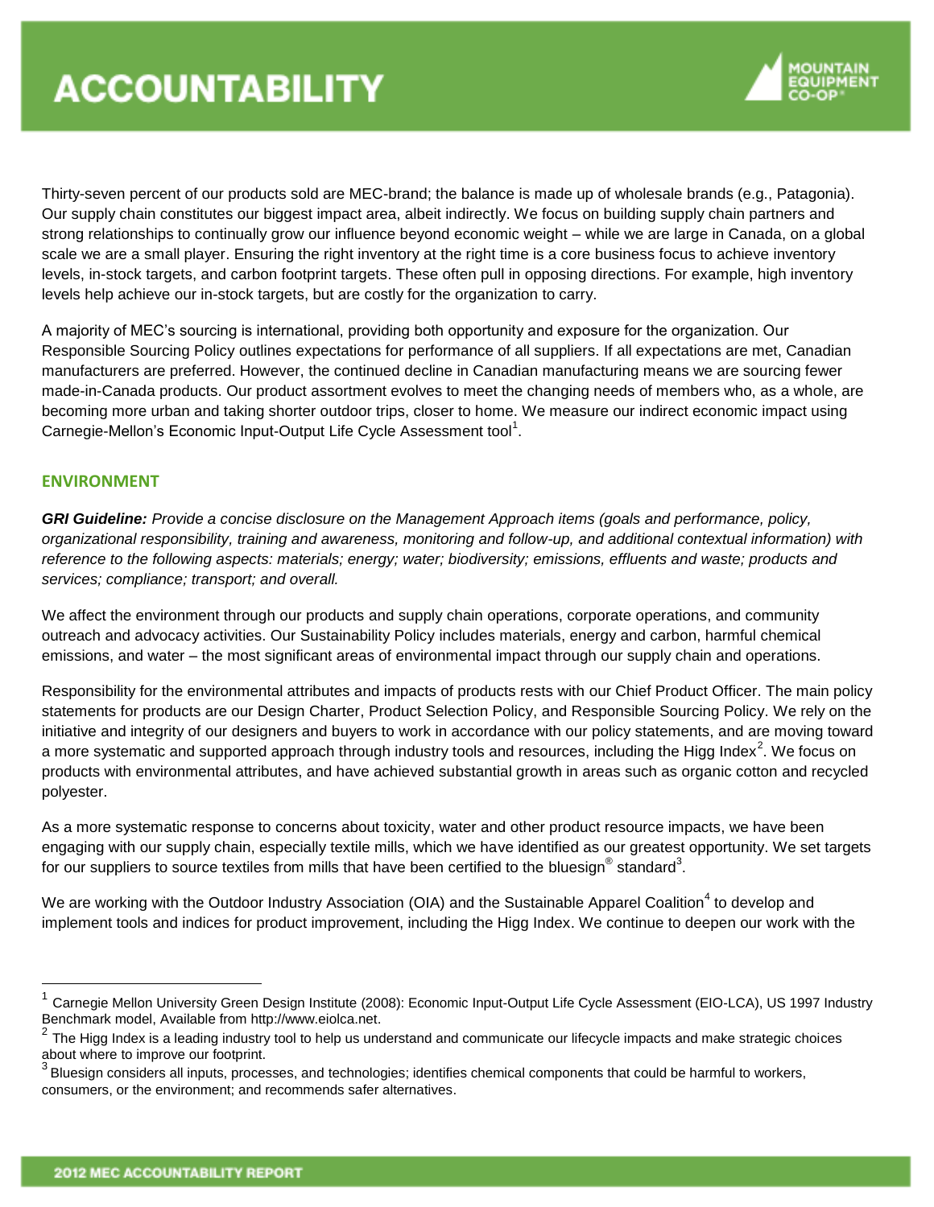Thirty-seven percent of our products sold are MEC-brand; the balance is made up of wholesale brands (e.g., Patagonia). Our supply chain constitutes our biggest impact area, albeit indirectly. We focus on building supply chain partners and strong relationships to continually grow our influence beyond economic weight – while we are large in Canada, on a global scale we are a small player. Ensuring the right inventory at the right time is a core business focus to achieve inventory levels, in-stock targets, and carbon footprint targets. These often pull in opposing directions. For example, high inventory levels help achieve our in-stock targets, but are costly for the organization to carry.

A majority of MEC's sourcing is international, providing both opportunity and exposure for the organization. Our Responsible Sourcing Policy outlines expectations for performance of all suppliers. If all expectations are met, Canadian manufacturers are preferred. However, the continued decline in Canadian manufacturing means we are sourcing fewer made-in-Canada products. Our product assortment evolves to meet the changing needs of members who, as a whole, are becoming more urban and taking shorter outdoor trips, closer to home. We measure our indirect economic impact using Carnegie-Mellon's Economic Input-Output Life Cycle Assessment tool[1].

## ENVIRONMENT

***GRI Guideline:*** *Provide a concise disclosure on the Management Approach items (goals and performance, policy, organizational responsibility, training and awareness, monitoring and follow-up, and additional contextual information) with reference to the following aspects: materials; energy; water; biodiversity; emissions, effluents and waste; products and services; compliance; transport; and overall.*

We affect the environment through our products and supply chain operations, corporate operations, and community outreach and advocacy activities. Our Sustainability Policy includes materials, energy and carbon, harmful chemical emissions, and water – the most significant areas of environmental impact through our supply chain and operations.

Responsibility for the environmental attributes and impacts of products rests with our Chief Product Officer. The main policy statements for products are our Design Charter, Product Selection Policy, and Responsible Sourcing Policy. We rely on the initiative and integrity of our designers and buyers to work in accordance with our policy statements, and are moving toward a more systematic and supported approach through industry tools and resources, including the Higg Index[2]. We focus on products with environmental attributes, and have achieved substantial growth in areas such as organic cotton and recycled polyester.

As a more systematic response to concerns about toxicity, water and other product resource impacts, we have been engaging with our supply chain, especially textile mills, which we have identified as our greatest opportunity. We set targets for our suppliers to source textiles from mills that have been certified to the bluesign® standard[3].

We are working with the Outdoor Industry Association (OIA) and the Sustainable Apparel Coalition[4] to develop and implement tools and indices for product improvement, including the Higg Index. We continue to deepen our work with the

---

[1] Carnegie Mellon University Green Design Institute (2008): Economic Input-Output Life Cycle Assessment (EIO-LCA), US 1997 Industry Benchmark model, Available from http://www.eiolca.net.

[2] The Higg Index is a leading industry tool to help us understand and communicate our lifecycle impacts and make strategic choices about where to improve our footprint.

[3] Bluesign considers all inputs, processes, and technologies; identifies chemical components that could be harmful to workers, consumers, or the environment; and recommends safer alternatives.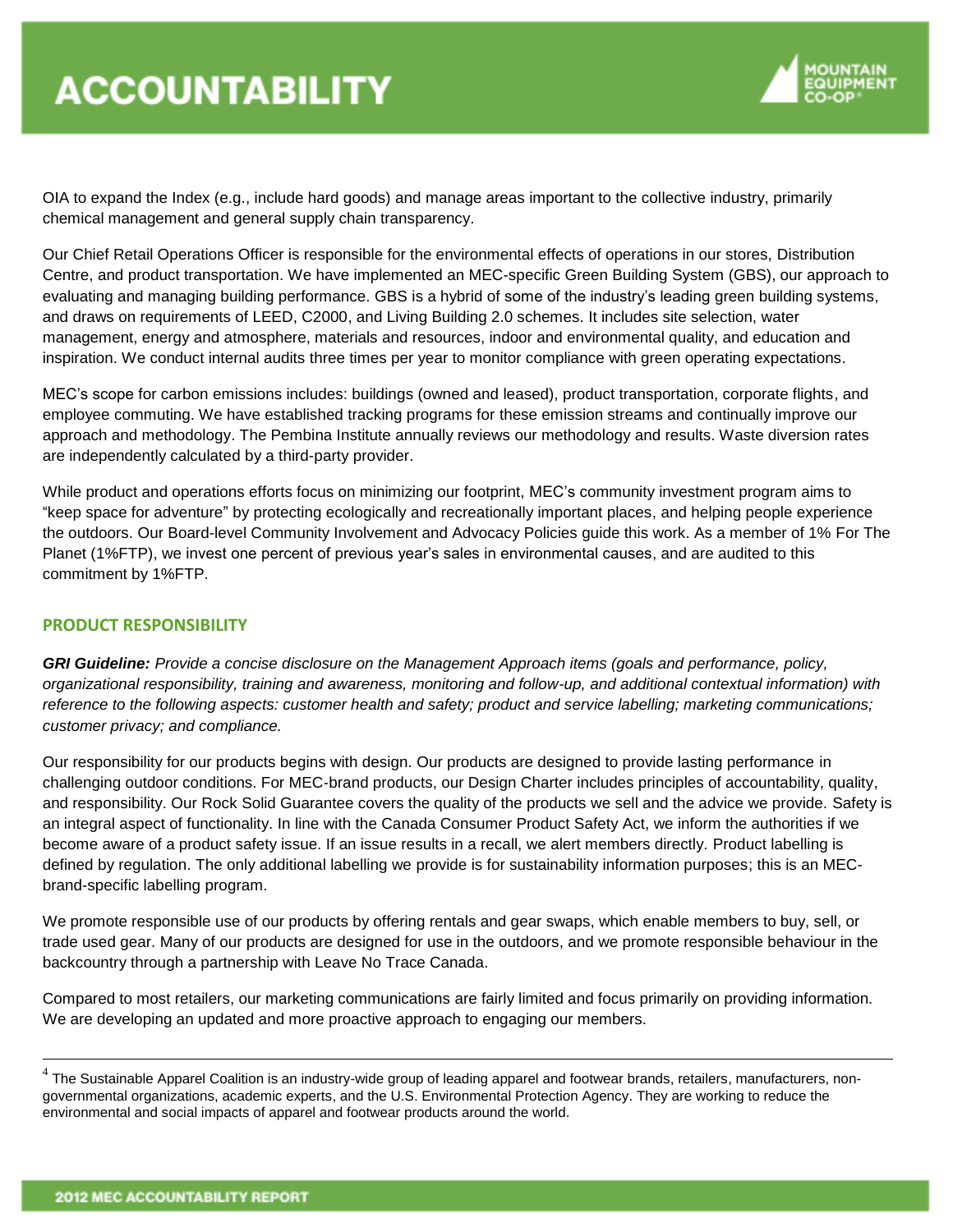OIA to expand the Index (e.g., include hard goods) and manage areas important to the collective industry, primarily chemical management and general supply chain transparency.

Our Chief Retail Operations Officer is responsible for the environmental effects of operations in our stores, Distribution Centre, and product transportation. We have implemented an MEC-specific Green Building System (GBS), our approach to evaluating and managing building performance. GBS is a hybrid of some of the industry's leading green building systems, and draws on requirements of LEED, C2000, and Living Building 2.0 schemes. It includes site selection, water management, energy and atmosphere, materials and resources, indoor and environmental quality, and education and inspiration. We conduct internal audits three times per year to monitor compliance with green operating expectations.

MEC's scope for carbon emissions includes: buildings (owned and leased), product transportation, corporate flights, and employee commuting. We have established tracking programs for these emission streams and continually improve our approach and methodology. The Pembina Institute annually reviews our methodology and results. Waste diversion rates are independently calculated by a third-party provider.

While product and operations efforts focus on minimizing our footprint, MEC's community investment program aims to "keep space for adventure" by protecting ecologically and recreationally important places, and helping people experience the outdoors. Our Board-level Community Involvement and Advocacy Policies guide this work. As a member of 1% For The Planet (1%FTP), we invest one percent of previous year's sales in environmental causes, and are audited to this commitment by 1%FTP.

## PRODUCT RESPONSIBILITY

***GRI Guideline:*** *Provide a concise disclosure on the Management Approach items (goals and performance, policy, organizational responsibility, training and awareness, monitoring and follow-up, and additional contextual information) with reference to the following aspects: customer health and safety; product and service labelling; marketing communications; customer privacy; and compliance.*

Our responsibility for our products begins with design. Our products are designed to provide lasting performance in challenging outdoor conditions. For MEC-brand products, our Design Charter includes principles of accountability, quality, and responsibility. Our Rock Solid Guarantee covers the quality of the products we sell and the advice we provide. Safety is an integral aspect of functionality. In line with the Canada Consumer Product Safety Act, we inform the authorities if we become aware of a product safety issue. If an issue results in a recall, we alert members directly. Product labelling is defined by regulation. The only additional labelling we provide is for sustainability information purposes; this is an MEC-brand-specific labelling program.

We promote responsible use of our products by offering rentals and gear swaps, which enable members to buy, sell, or trade used gear. Many of our products are designed for use in the outdoors, and we promote responsible behaviour in the backcountry through a partnership with Leave No Trace Canada.

Compared to most retailers, our marketing communications are fairly limited and focus primarily on providing information. We are developing an updated and more proactive approach to engaging our members.

---

[4] The Sustainable Apparel Coalition is an industry-wide group of leading apparel and footwear brands, retailers, manufacturers, non-governmental organizations, academic experts, and the U.S. Environmental Protection Agency. They are working to reduce the environmental and social impacts of apparel and footwear products around the world.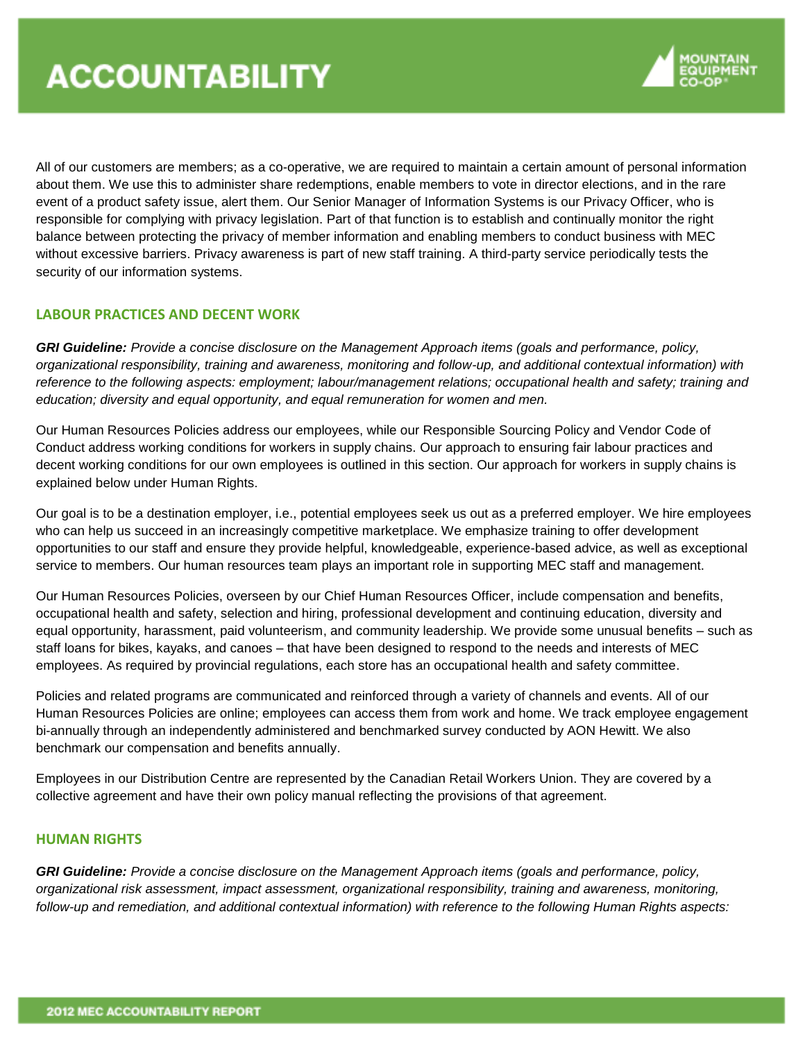All of our customers are members; as a co-operative, we are required to maintain a certain amount of personal information about them. We use this to administer share redemptions, enable members to vote in director elections, and in the rare event of a product safety issue, alert them. Our Senior Manager of Information Systems is our Privacy Officer, who is responsible for complying with privacy legislation. Part of that function is to establish and continually monitor the right balance between protecting the privacy of member information and enabling members to conduct business with MEC without excessive barriers. Privacy awareness is part of new staff training. A third-party service periodically tests the security of our information systems.

## LABOUR PRACTICES AND DECENT WORK

***GRI Guideline:*** *Provide a concise disclosure on the Management Approach items (goals and performance, policy, organizational responsibility, training and awareness, monitoring and follow-up, and additional contextual information) with reference to the following aspects: employment; labour/management relations; occupational health and safety; training and education; diversity and equal opportunity, and equal remuneration for women and men.*

Our Human Resources Policies address our employees, while our Responsible Sourcing Policy and Vendor Code of Conduct address working conditions for workers in supply chains. Our approach to ensuring fair labour practices and decent working conditions for our own employees is outlined in this section. Our approach for workers in supply chains is explained below under Human Rights.

Our goal is to be a destination employer, i.e., potential employees seek us out as a preferred employer. We hire employees who can help us succeed in an increasingly competitive marketplace. We emphasize training to offer development opportunities to our staff and ensure they provide helpful, knowledgeable, experience-based advice, as well as exceptional service to members. Our human resources team plays an important role in supporting MEC staff and management.

Our Human Resources Policies, overseen by our Chief Human Resources Officer, include compensation and benefits, occupational health and safety, selection and hiring, professional development and continuing education, diversity and equal opportunity, harassment, paid volunteerism, and community leadership. We provide some unusual benefits – such as staff loans for bikes, kayaks, and canoes – that have been designed to respond to the needs and interests of MEC employees. As required by provincial regulations, each store has an occupational health and safety committee.

Policies and related programs are communicated and reinforced through a variety of channels and events. All of our Human Resources Policies are online; employees can access them from work and home. We track employee engagement bi-annually through an independently administered and benchmarked survey conducted by AON Hewitt. We also benchmark our compensation and benefits annually.

Employees in our Distribution Centre are represented by the Canadian Retail Workers Union. They are covered by a collective agreement and have their own policy manual reflecting the provisions of that agreement.

## HUMAN RIGHTS

***GRI Guideline:*** *Provide a concise disclosure on the Management Approach items (goals and performance, policy, organizational risk assessment, impact assessment, organizational responsibility, training and awareness, monitoring, follow-up and remediation, and additional contextual information) with reference to the following Human Rights aspects:*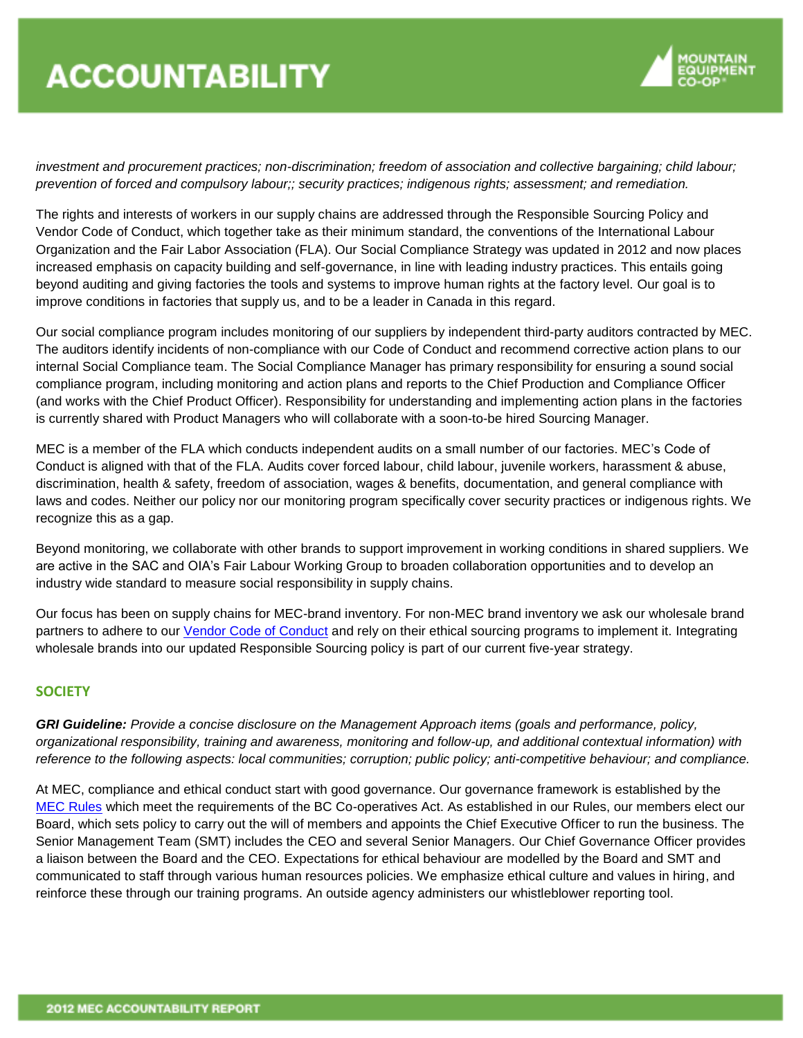*investment and procurement practices; non-discrimination; freedom of association and collective bargaining; child labour; prevention of forced and compulsory labour;; security practices; indigenous rights; assessment; and remediation.*

The rights and interests of workers in our supply chains are addressed through the Responsible Sourcing Policy and Vendor Code of Conduct, which together take as their minimum standard, the conventions of the International Labour Organization and the Fair Labor Association (FLA). Our Social Compliance Strategy was updated in 2012 and now places increased emphasis on capacity building and self-governance, in line with leading industry practices. This entails going beyond auditing and giving factories the tools and systems to improve human rights at the factory level. Our goal is to improve conditions in factories that supply us, and to be a leader in Canada in this regard.

Our social compliance program includes monitoring of our suppliers by independent third-party auditors contracted by MEC. The auditors identify incidents of non-compliance with our Code of Conduct and recommend corrective action plans to our internal Social Compliance team. The Social Compliance Manager has primary responsibility for ensuring a sound social compliance program, including monitoring and action plans and reports to the Chief Production and Compliance Officer (and works with the Chief Product Officer). Responsibility for understanding and implementing action plans in the factories is currently shared with Product Managers who will collaborate with a soon-to-be hired Sourcing Manager.

MEC is a member of the FLA which conducts independent audits on a small number of our factories. MEC's Code of Conduct is aligned with that of the FLA. Audits cover forced labour, child labour, juvenile workers, harassment & abuse, discrimination, health & safety, freedom of association, wages & benefits, documentation, and general compliance with laws and codes. Neither our policy nor our monitoring program specifically cover security practices or indigenous rights. We recognize this as a gap.

Beyond monitoring, we collaborate with other brands to support improvement in working conditions in shared suppliers. We are active in the SAC and OIA's Fair Labour Working Group to broaden collaboration opportunities and to develop an industry wide standard to measure social responsibility in supply chains.

Our focus has been on supply chains for MEC-brand inventory. For non-MEC brand inventory we ask our wholesale brand partners to adhere to our Vendor Code of Conduct and rely on their ethical sourcing programs to implement it. Integrating wholesale brands into our updated Responsible Sourcing policy is part of our current five-year strategy.

## SOCIETY

***GRI Guideline:*** *Provide a concise disclosure on the Management Approach items (goals and performance, policy, organizational responsibility, training and awareness, monitoring and follow-up, and additional contextual information) with reference to the following aspects: local communities; corruption; public policy; anti-competitive behaviour; and compliance.*

At MEC, compliance and ethical conduct start with good governance. Our governance framework is established by the MEC Rules which meet the requirements of the BC Co-operatives Act. As established in our Rules, our members elect our Board, which sets policy to carry out the will of members and appoints the Chief Executive Officer to run the business. The Senior Management Team (SMT) includes the CEO and several Senior Managers. Our Chief Governance Officer provides a liaison between the Board and the CEO. Expectations for ethical behaviour are modelled by the Board and SMT and communicated to staff through various human resources policies. We emphasize ethical culture and values in hiring, and reinforce these through our training programs. An outside agency administers our whistleblower reporting tool.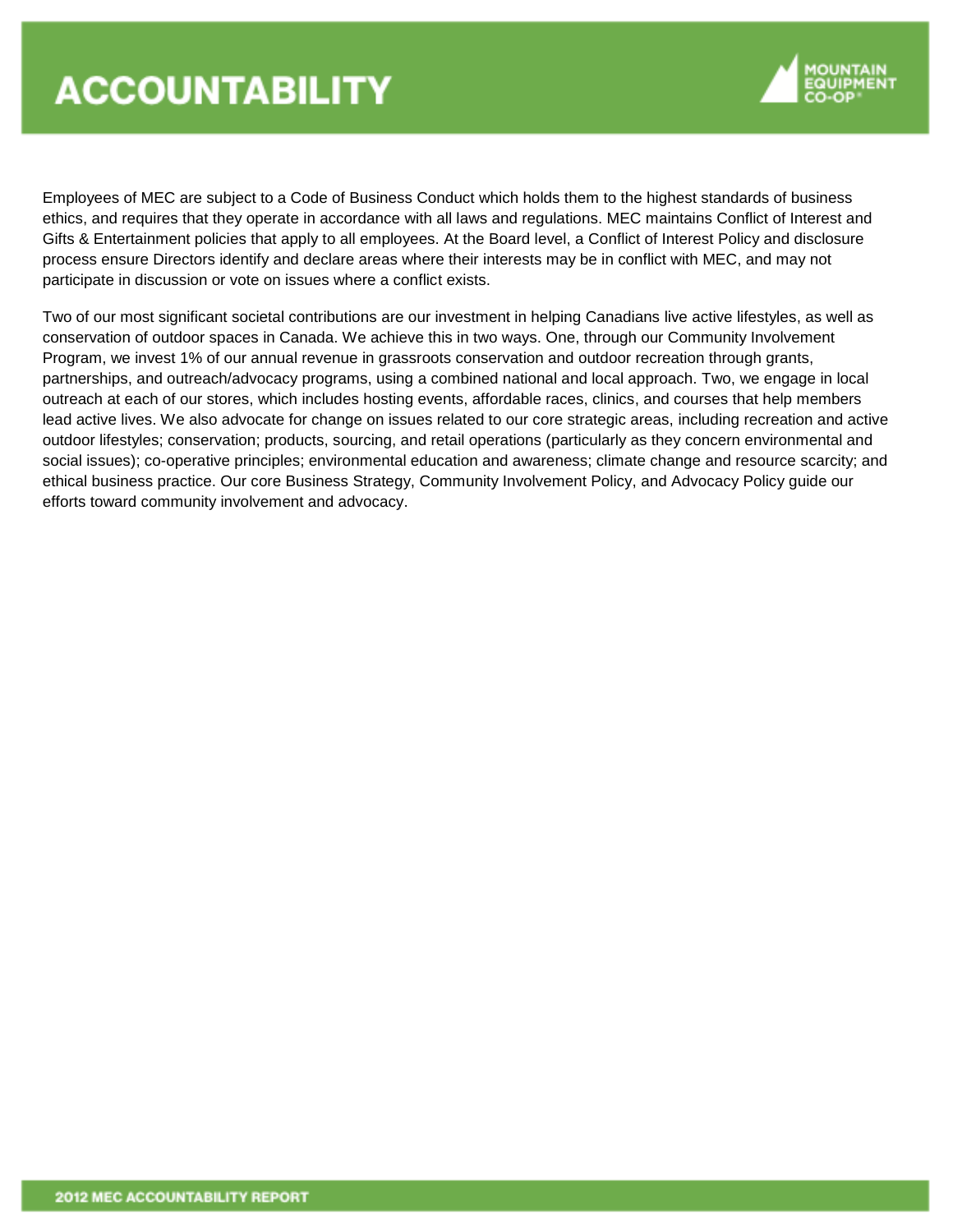# ACCOUNTABILITY

Employees of MEC are subject to a Code of Business Conduct which holds them to the highest standards of business ethics, and requires that they operate in accordance with all laws and regulations. MEC maintains Conflict of Interest and Gifts & Entertainment policies that apply to all employees. At the Board level, a Conflict of Interest Policy and disclosure process ensure Directors identify and declare areas where their interests may be in conflict with MEC, and may not participate in discussion or vote on issues where a conflict exists.

Two of our most significant societal contributions are our investment in helping Canadians live active lifestyles, as well as conservation of outdoor spaces in Canada. We achieve this in two ways. One, through our Community Involvement Program, we invest 1% of our annual revenue in grassroots conservation and outdoor recreation through grants, partnerships, and outreach/advocacy programs, using a combined national and local approach. Two, we engage in local outreach at each of our stores, which includes hosting events, affordable races, clinics, and courses that help members lead active lives. We also advocate for change on issues related to our core strategic areas, including recreation and active outdoor lifestyles; conservation; products, sourcing, and retail operations (particularly as they concern environmental and social issues); co-operative principles; environmental education and awareness; climate change and resource scarcity; and ethical business practice. Our core Business Strategy, Community Involvement Policy, and Advocacy Policy guide our efforts toward community involvement and advocacy.